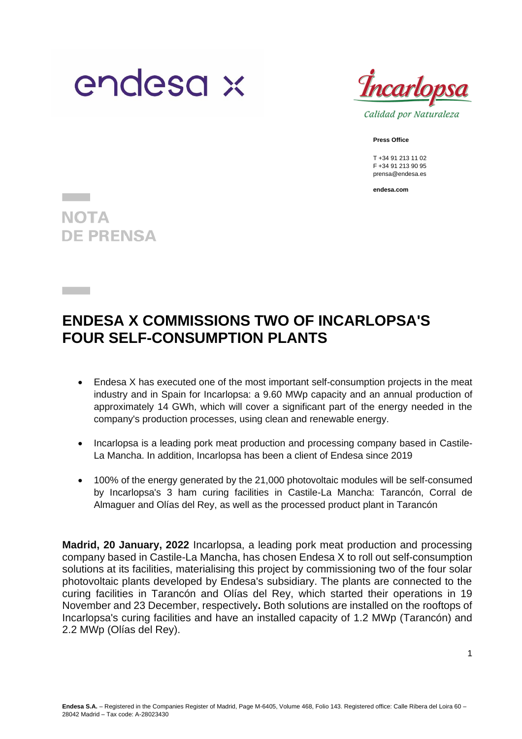endesa x

Incarlopsa
Calidad por Naturaleza

**Press Office**

T +34 91 213 11 02
F +34 91 213 90 95
prensa@endesa.es

**endesa.com**

**NOTA DE PRENSA**

# ENDESA X COMMISSIONS TWO OF INCARLOPSA'S FOUR SELF-CONSUMPTION PLANTS

- Endesa X has executed one of the most important self-consumption projects in the meat industry and in Spain for Incarlopsa: a 9.60 MWp capacity and an annual production of approximately 14 GWh, which will cover a significant part of the energy needed in the company's production processes, using clean and renewable energy.
- Incarlopsa is a leading pork meat production and processing company based in Castile-La Mancha. In addition, Incarlopsa has been a client of Endesa since 2019
- 100% of the energy generated by the 21,000 photovoltaic modules will be self-consumed by Incarlopsa's 3 ham curing facilities in Castile-La Mancha: Tarancón, Corral de Almaguer and Olías del Rey, as well as the processed product plant in Tarancón

**Madrid, 20 January, 2022** Incarlopsa, a leading pork meat production and processing company based in Castile-La Mancha, has chosen Endesa X to roll out self-consumption solutions at its facilities, materialising this project by commissioning two of the four solar photovoltaic plants developed by Endesa's subsidiary. The plants are connected to the curing facilities in Tarancón and Olías del Rey, which started their operations in 19 November and 23 December, respectively**.** Both solutions are installed on the rooftops of Incarlopsa's curing facilities and have an installed capacity of 1.2 MWp (Tarancón) and 2.2 MWp (Olías del Rey).

**Endesa S.A.** – Registered in the Companies Register of Madrid, Page M-6405, Volume 468, Folio 143. Registered office: Calle Ribera del Loira 60 – 28042 Madrid – Tax code: A-28023430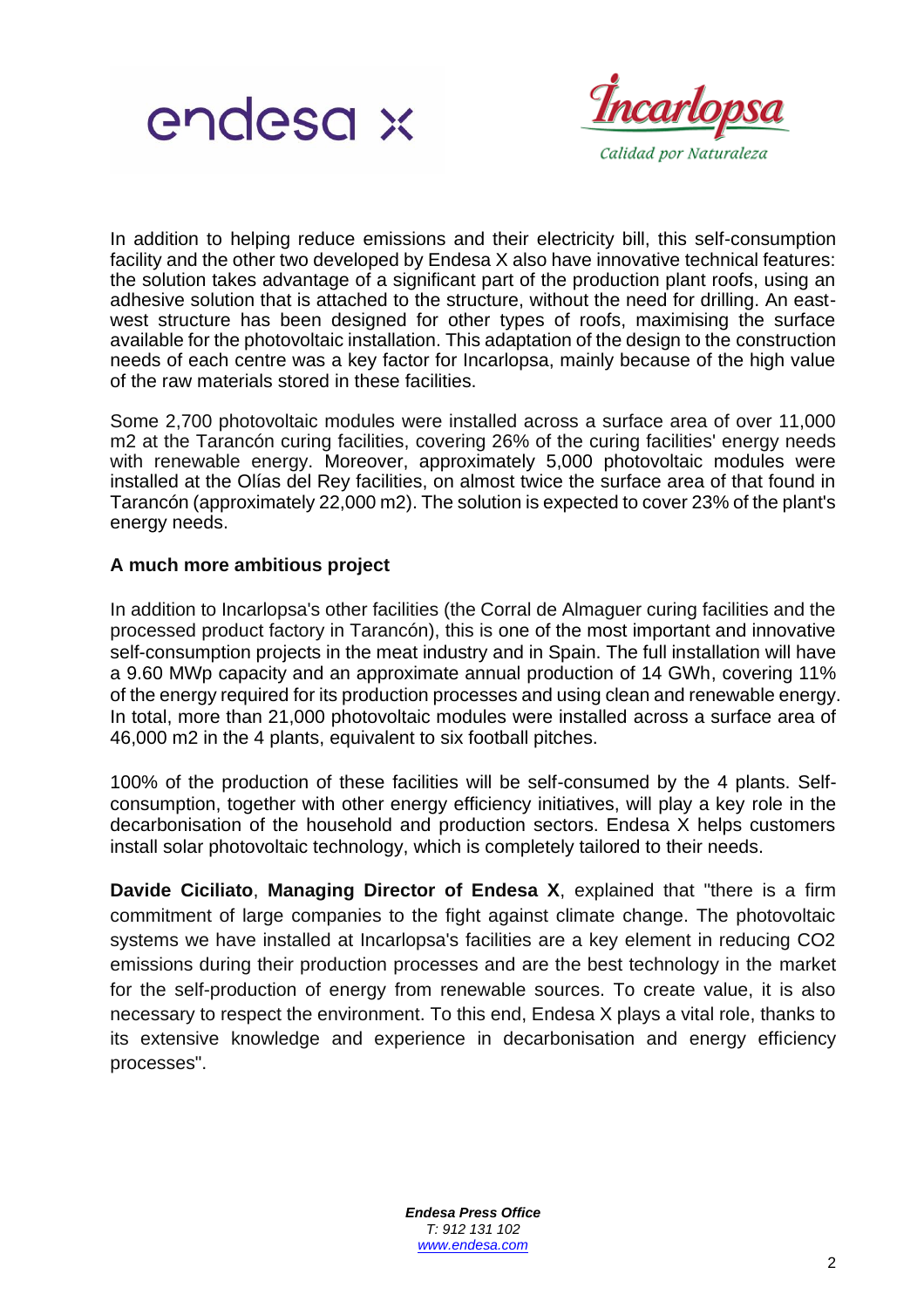In addition to helping reduce emissions and their electricity bill, this self-consumption facility and the other two developed by Endesa X also have innovative technical features: the solution takes advantage of a significant part of the production plant roofs, using an adhesive solution that is attached to the structure, without the need for drilling. An east-west structure has been designed for other types of roofs, maximising the surface available for the photovoltaic installation. This adaptation of the design to the construction needs of each centre was a key factor for Incarlopsa, mainly because of the high value of the raw materials stored in these facilities.

Some 2,700 photovoltaic modules were installed across a surface area of over 11,000 m2 at the Tarancón curing facilities, covering 26% of the curing facilities' energy needs with renewable energy. Moreover, approximately 5,000 photovoltaic modules were installed at the Olías del Rey facilities, on almost twice the surface area of that found in Tarancón (approximately 22,000 m2). The solution is expected to cover 23% of the plant's energy needs.

**A much more ambitious project**

In addition to Incarlopsa's other facilities (the Corral de Almaguer curing facilities and the processed product factory in Tarancón), this is one of the most important and innovative self-consumption projects in the meat industry and in Spain. The full installation will have a 9.60 MWp capacity and an approximate annual production of 14 GWh, covering 11% of the energy required for its production processes and using clean and renewable energy. In total, more than 21,000 photovoltaic modules were installed across a surface area of 46,000 m2 in the 4 plants, equivalent to six football pitches.

100% of the production of these facilities will be self-consumed by the 4 plants. Self-consumption, together with other energy efficiency initiatives, will play a key role in the decarbonisation of the household and production sectors. Endesa X helps customers install solar photovoltaic technology, which is completely tailored to their needs.

**Davide Ciciliato**, **Managing Director of Endesa X**, explained that "there is a firm commitment of large companies to the fight against climate change. The photovoltaic systems we have installed at Incarlopsa's facilities are a key element in reducing $CO_2$ emissions during their production processes and are the best technology in the market for the self-production of energy from renewable sources. To create value, it is also necessary to respect the environment. To this end, Endesa X plays a vital role, thanks to its extensive knowledge and experience in decarbonisation and energy efficiency processes".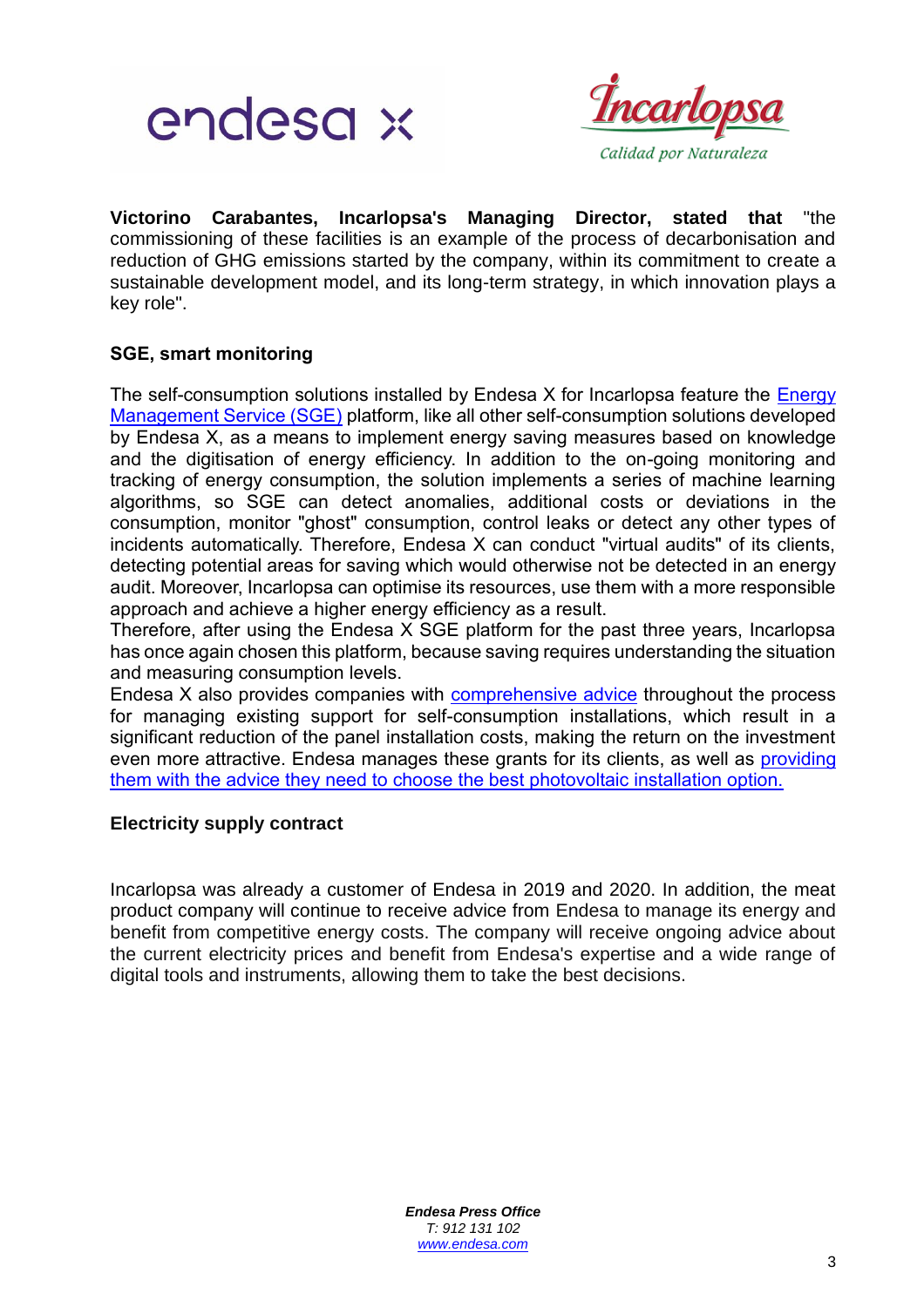**Victorino Carabantes, Incarlopsa's Managing Director, stated that** "the commissioning of these facilities is an example of the process of decarbonisation and reduction of GHG emissions started by the company, within its commitment to create a sustainable development model, and its long-term strategy, in which innovation plays a key role".

**SGE, smart monitoring**

The self-consumption solutions installed by Endesa X for Incarlopsa feature the Energy Management Service (SGE) platform, like all other self-consumption solutions developed by Endesa X, as a means to implement energy saving measures based on knowledge and the digitisation of energy efficiency. In addition to the on-going monitoring and tracking of energy consumption, the solution implements a series of machine learning algorithms, so SGE can detect anomalies, additional costs or deviations in the consumption, monitor "ghost" consumption, control leaks or detect any other types of incidents automatically. Therefore, Endesa X can conduct "virtual audits" of its clients, detecting potential areas for saving which would otherwise not be detected in an energy audit. Moreover, Incarlopsa can optimise its resources, use them with a more responsible approach and achieve a higher energy efficiency as a result.

Therefore, after using the Endesa X SGE platform for the past three years, Incarlopsa has once again chosen this platform, because saving requires understanding the situation and measuring consumption levels.

Endesa X also provides companies with comprehensive advice throughout the process for managing existing support for self-consumption installations, which result in a significant reduction of the panel installation costs, making the return on the investment even more attractive. Endesa manages these grants for its clients, as well as providing them with the advice they need to choose the best photovoltaic installation option.

**Electricity supply contract**

Incarlopsa was already a customer of Endesa in 2019 and 2020. In addition, the meat product company will continue to receive advice from Endesa to manage its energy and benefit from competitive energy costs. The company will receive ongoing advice about the current electricity prices and benefit from Endesa's expertise and a wide range of digital tools and instruments, allowing them to take the best decisions.

***Endesa Press Office***
*T: 912 131 102*
*www.endesa.com*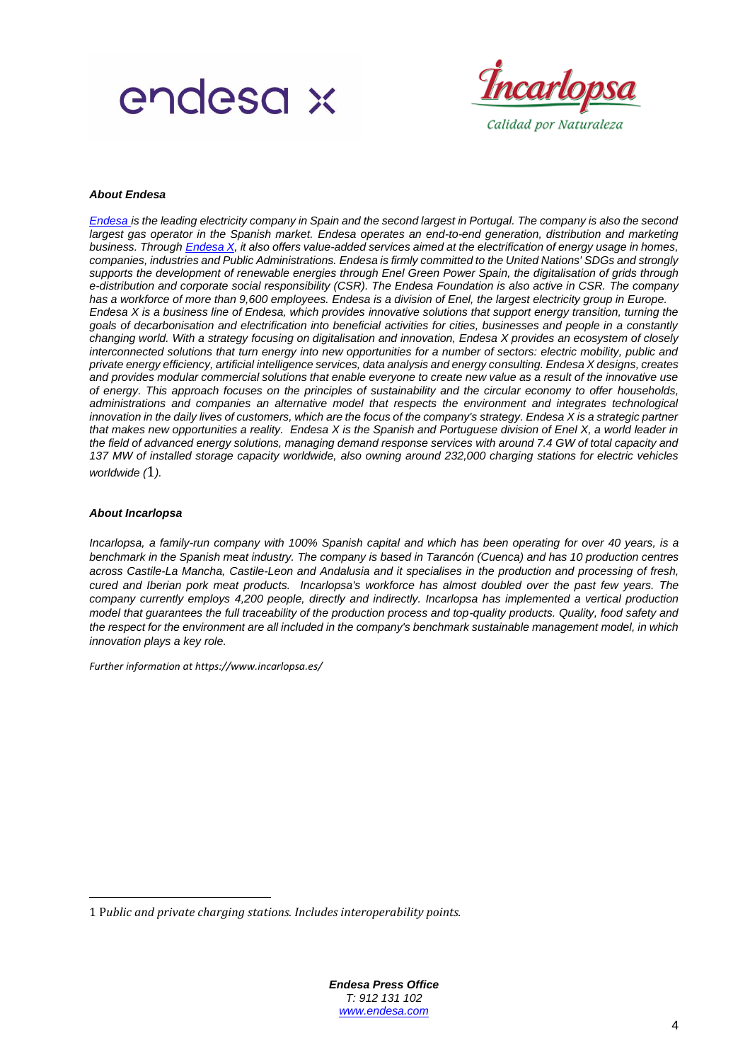### *About Endesa*

*Endesa is the leading electricity company in Spain and the second largest in Portugal. The company is also the second largest gas operator in the Spanish market. Endesa operates an end-to-end generation, distribution and marketing business. Through Endesa X, it also offers value-added services aimed at the electrification of energy usage in homes, companies, industries and Public Administrations. Endesa is firmly committed to the United Nations' SDGs and strongly supports the development of renewable energies through Enel Green Power Spain, the digitalisation of grids through e-distribution and corporate social responsibility (CSR). The Endesa Foundation is also active in CSR. The company has a workforce of more than 9,600 employees. Endesa is a division of Enel, the largest electricity group in Europe.*

*Endesa X is a business line of Endesa, which provides innovative solutions that support energy transition, turning the goals of decarbonisation and electrification into beneficial activities for cities, businesses and people in a constantly changing world. With a strategy focusing on digitalisation and innovation, Endesa X provides an ecosystem of closely interconnected solutions that turn energy into new opportunities for a number of sectors: electric mobility, public and private energy efficiency, artificial intelligence services, data analysis and energy consulting. Endesa X designs, creates and provides modular commercial solutions that enable everyone to create new value as a result of the innovative use of energy. This approach focuses on the principles of sustainability and the circular economy to offer households, administrations and companies an alternative model that respects the environment and integrates technological innovation in the daily lives of customers, which are the focus of the company's strategy. Endesa X is a strategic partner that makes new opportunities a reality. Endesa X is the Spanish and Portuguese division of Enel X, a world leader in the field of advanced energy solutions, managing demand response services with around 7.4 GW of total capacity and 137 MW of installed storage capacity worldwide, also owning around 232,000 charging stations for electric vehicles worldwide (1).*

### *About Incarlopsa*

*Incarlopsa, a family-run company with 100% Spanish capital and which has been operating for over 40 years, is a benchmark in the Spanish meat industry. The company is based in Tarancón (Cuenca) and has 10 production centres across Castile-La Mancha, Castile-Leon and Andalusia and it specialises in the production and processing of fresh, cured and Iberian pork meat products. Incarlopsa's workforce has almost doubled over the past few years. The company currently employs 4,200 people, directly and indirectly. Incarlopsa has implemented a vertical production model that guarantees the full traceability of the production process and top-quality products. Quality, food safety and the respect for the environment are all included in the company's benchmark sustainable management model, in which innovation plays a key role.*

*Further information at https://www.incarlopsa.es/*

1 *Public and private charging stations. Includes interoperability points.*

***Endesa Press Office***
*T: 912 131 102*
*www.endesa.com*